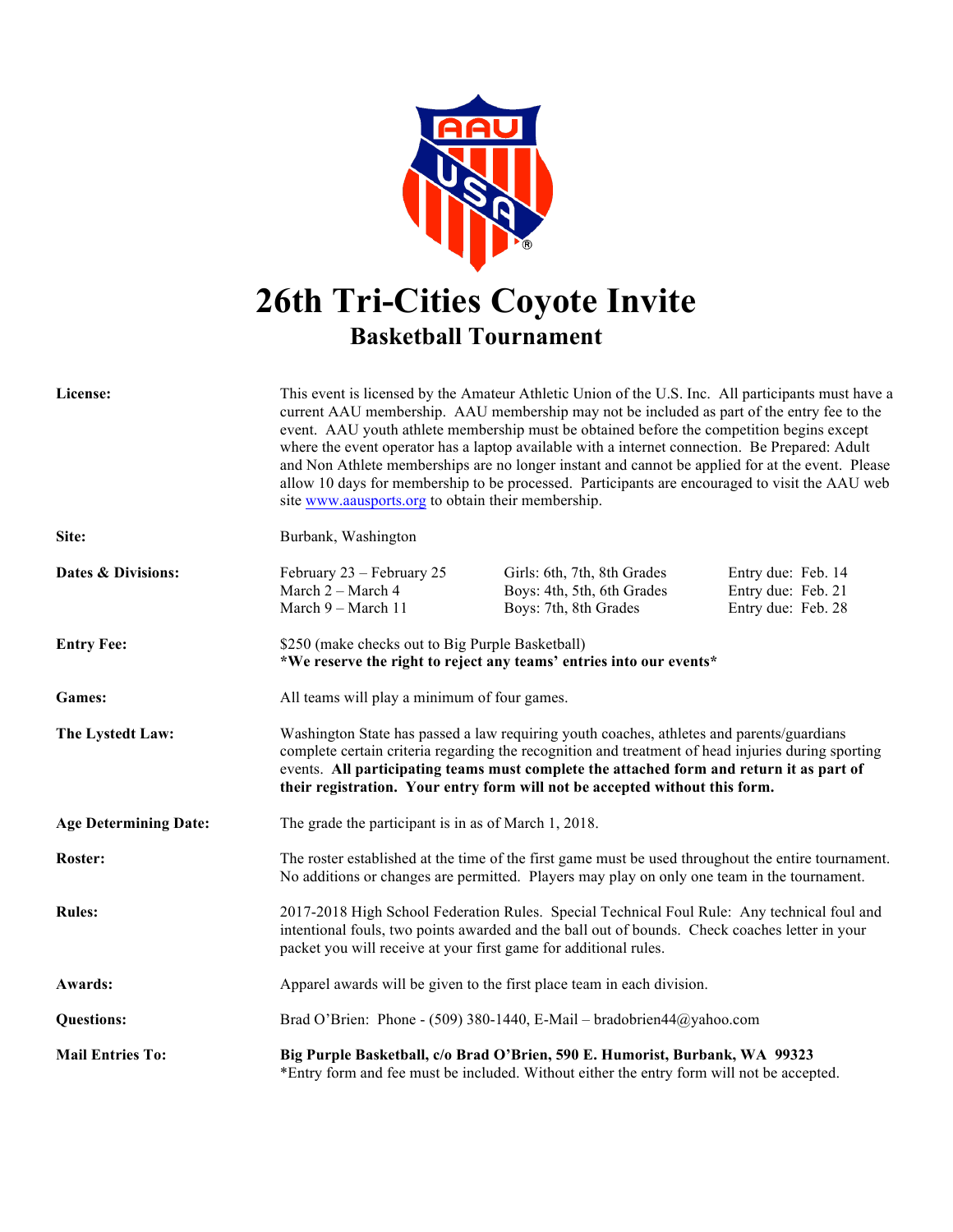# 26th Tri-Cities Coyote Invite

## Basketball Tournament

**License:** This event is licensed by the Amateur Athletic Union of the U.S. Inc. All participants must have a current AAU membership. AAU membership may not be included as part of the entry fee to the event. AAU youth athlete membership must be obtained before the competition begins except where the event operator has a laptop available with a internet connection. Be Prepared: Adult and Non Athlete memberships are no longer instant and cannot be applied for at the event. Please allow 10 days for membership to be processed. Participants are encouraged to visit the AAU web site www.aausports.org to obtain their membership.

**Site:** Burbank, Washington

**Dates & Divisions:**

| Dates | Divisions | Entry Due |
|---|---|---|
| February 23 – February 25 | Girls: 6th, 7th, 8th Grades | Entry due: Feb. 14 |
| March 2 – March 4 | Boys: 4th, 5th, 6th Grades | Entry due: Feb. 21 |
| March 9 – March 11 | Boys: 7th, 8th Grades | Entry due: Feb. 28 |

**Entry Fee:** $250 (make checks out to Big Purple Basketball)
***We reserve the right to reject any teams' entries into our events***

**Games:** All teams will play a minimum of four games.

**The Lystedt Law:** Washington State has passed a law requiring youth coaches, athletes and parents/guardians complete certain criteria regarding the recognition and treatment of head injuries during sporting events. **All participating teams must complete the attached form and return it as part of their registration. Your entry form will not be accepted without this form.**

**Age Determining Date:** The grade the participant is in as of March 1, 2018.

**Roster:** The roster established at the time of the first game must be used throughout the entire tournament. No additions or changes are permitted. Players may play on only one team in the tournament.

**Rules:** 2017-2018 High School Federation Rules. Special Technical Foul Rule: Any technical foul and intentional fouls, two points awarded and the ball out of bounds. Check coaches letter in your packet you will receive at your first game for additional rules.

**Awards:** Apparel awards will be given to the first place team in each division.

**Questions:** Brad O'Brien: Phone - (509) 380-1440, E-Mail – bradobrien44@yahoo.com

**Mail Entries To:** **Big Purple Basketball, c/o Brad O'Brien, 590 E. Humorist, Burbank, WA 99323**
*Entry form and fee must be included. Without either the entry form will not be accepted.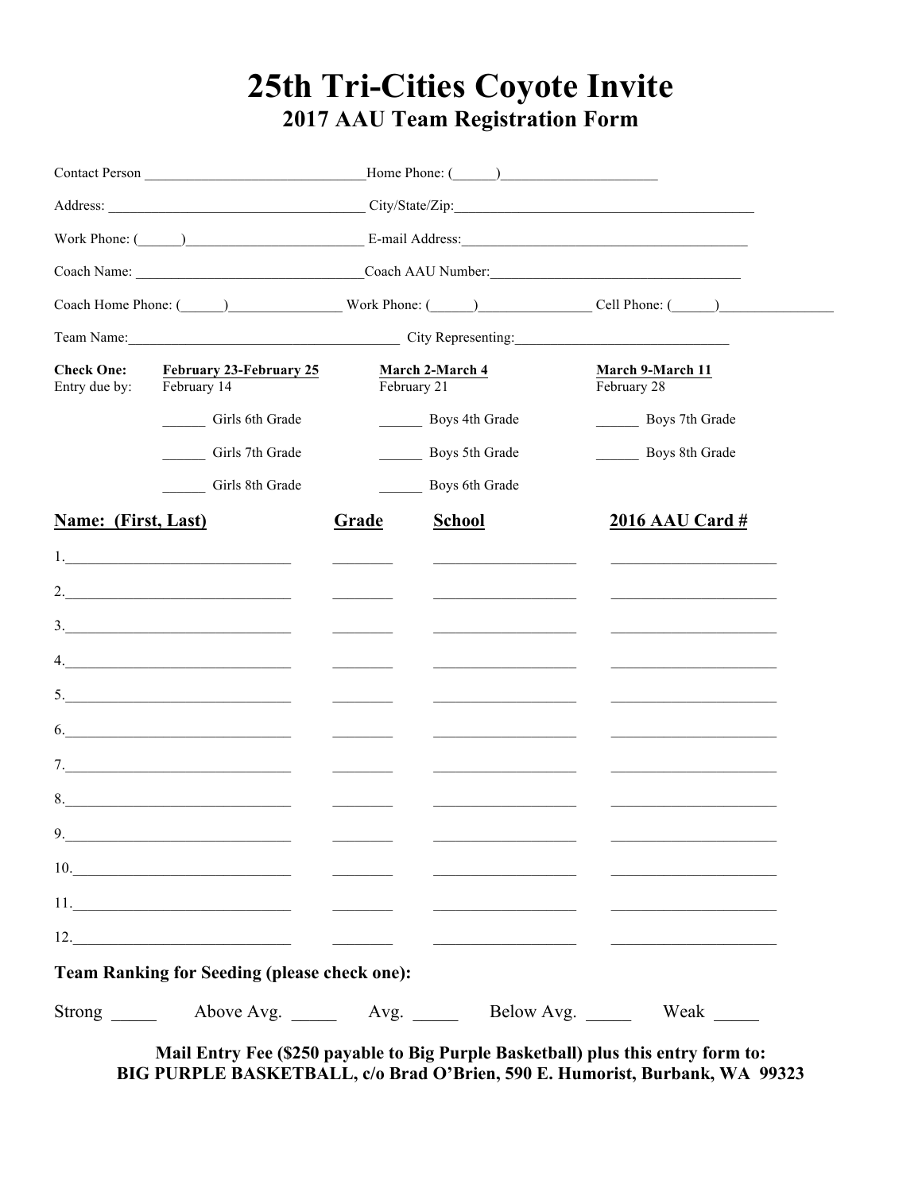# 25th Tri-Cities Coyote Invite

## 2017 AAU Team Registration Form

Contact Person ______________________________ Home Phone: (______)_____________________

Address: ____________________________________ City/State/Zip:__________________________________________

Work Phone: (______)________________________ E-mail Address:________________________________________

Coach Name: _______________________________ Coach AAU Number:__________________________________

Coach Home Phone: (______)________________ Work Phone: (______)_______________ Cell Phone: (______)_______________

Team Name:________________________________________ City Representing:______________________________

| **Check One:** | **February 23-February 25** | **March 2-March 4** | **March 9-March 11** |
|---|---|---|---|
| Entry due by: | February 14 | February 21 | February 28 |
| | ______ Girls 6th Grade | ______ Boys 4th Grade | ______ Boys 7th Grade |
| | ______ Girls 7th Grade | ______ Boys 5th Grade | ______ Boys 8th Grade |
| | ______ Girls 8th Grade | ______ Boys 6th Grade | |

| **Name: (First, Last)** | **Grade** | **School** | **2016 AAU Card #** |
|---|---|---|---|
| 1.____________________________ | ________ | __________________ | _____________________ |
| 2.____________________________ | ________ | __________________ | _____________________ |
| 3.____________________________ | ________ | __________________ | _____________________ |
| 4.____________________________ | ________ | __________________ | _____________________ |
| 5.____________________________ | ________ | __________________ | _____________________ |
| 6.____________________________ | ________ | __________________ | _____________________ |
| 7.____________________________ | ________ | __________________ | _____________________ |
| 8.____________________________ | ________ | __________________ | _____________________ |
| 9.____________________________ | ________ | __________________ | _____________________ |
| 10.___________________________ | ________ | __________________ | _____________________ |
| 11.___________________________ | ________ | __________________ | _____________________ |
| 12.___________________________ | ________ | __________________ | _____________________ |

**Team Ranking for Seeding (please check one):**

Strong _____ Above Avg. _____ Avg. _____ Below Avg. _____ Weak _____

**Mail Entry Fee ($250 payable to Big Purple Basketball) plus this entry form to:**
**BIG PURPLE BASKETBALL, c/o Brad O'Brien, 590 E. Humorist, Burbank, WA 99323**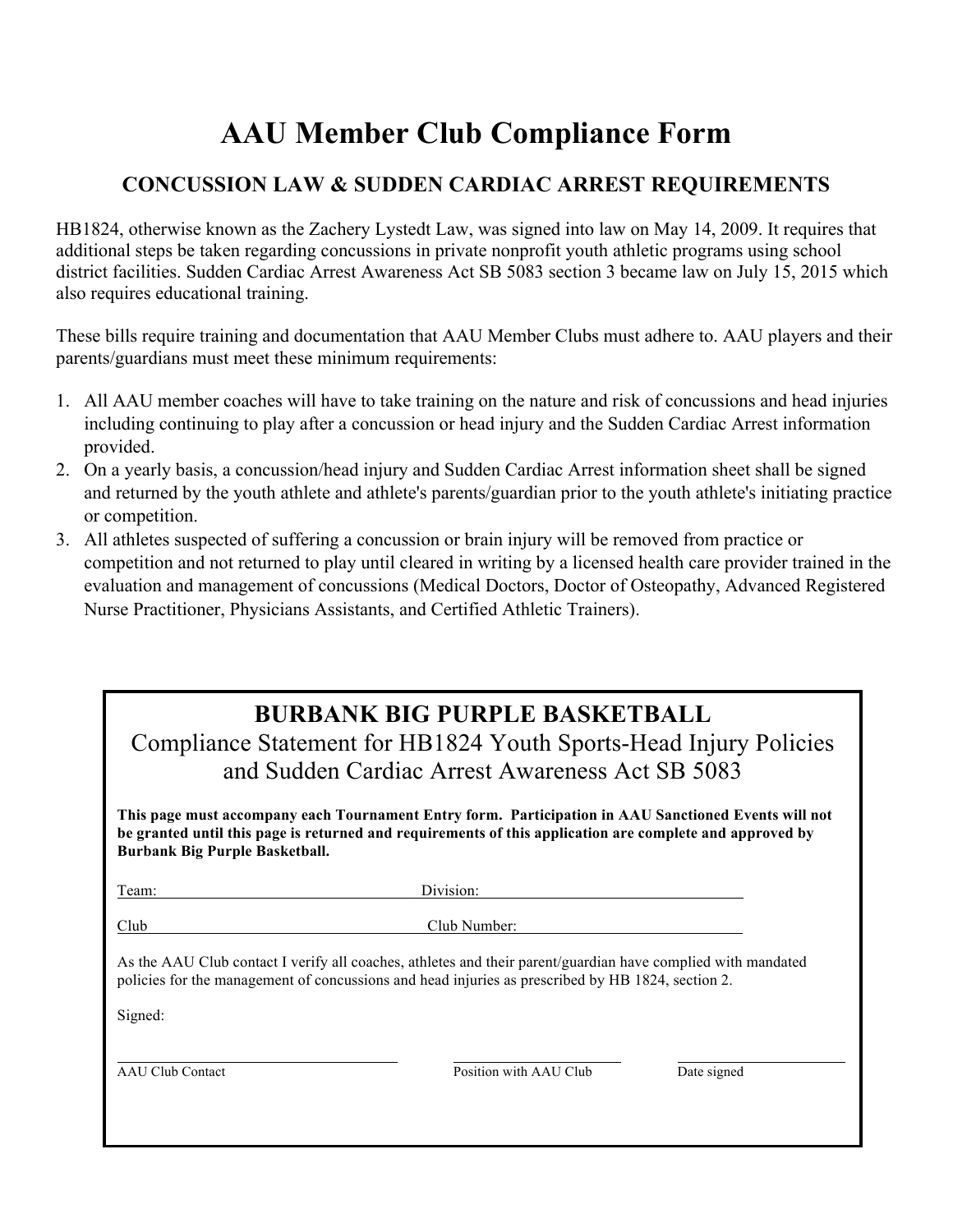# AAU Member Club Compliance Form

## CONCUSSION LAW & SUDDEN CARDIAC ARREST REQUIREMENTS

HB1824, otherwise known as the Zachery Lystedt Law, was signed into law on May 14, 2009. It requires that additional steps be taken regarding concussions in private nonprofit youth athletic programs using school district facilities. Sudden Cardiac Arrest Awareness Act SB 5083 section 3 became law on July 15, 2015 which also requires educational training.

These bills require training and documentation that AAU Member Clubs must adhere to. AAU players and their parents/guardians must meet these minimum requirements:

1. All AAU member coaches will have to take training on the nature and risk of concussions and head injuries including continuing to play after a concussion or head injury and the Sudden Cardiac Arrest information provided.
2. On a yearly basis, a concussion/head injury and Sudden Cardiac Arrest information sheet shall be signed and returned by the youth athlete and athlete's parents/guardian prior to the youth athlete's initiating practice or competition.
3. All athletes suspected of suffering a concussion or brain injury will be removed from practice or competition and not returned to play until cleared in writing by a licensed health care provider trained in the evaluation and management of concussions (Medical Doctors, Doctor of Osteopathy, Advanced Registered Nurse Practitioner, Physicians Assistants, and Certified Athletic Trainers).

## BURBANK BIG PURPLE BASKETBALL

Compliance Statement for HB1824 Youth Sports-Head Injury Policies and Sudden Cardiac Arrest Awareness Act SB 5083

**This page must accompany each Tournament Entry form. Participation in AAU Sanctioned Events will not be granted until this page is returned and requirements of this application are complete and approved by Burbank Big Purple Basketball.**

Team: ______________________ Division: ______________________

Club ______________________ Club Number: ______________________

As the AAU Club contact I verify all coaches, athletes and their parent/guardian have complied with mandated policies for the management of concussions and head injuries as prescribed by HB 1824, section 2.

Signed:

______________________ ______________________ ______________________

AAU Club Contact Position with AAU Club Date signed